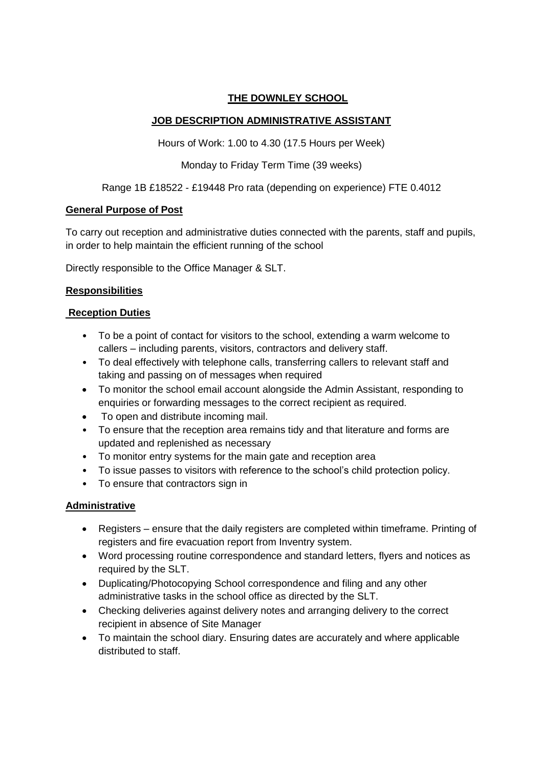# THE DOWNLEY SCHOOL

## JOB DESCRIPTION ADMINISTRATIVE ASSISTANT

Hours of Work: 1.00 to 4.30 (17.5 Hours per Week)

Monday to Friday Term Time (39 weeks)

Range 1B £18522 - £19448 Pro rata (depending on experience) FTE 0.4012

### General Purpose of Post

To carry out reception and administrative duties connected with the parents, staff and pupils, in order to help maintain the efficient running of the school

Directly responsible to the Office Manager & SLT.

### Responsibilities

#### Reception Duties

- To be a point of contact for visitors to the school, extending a warm welcome to callers – including parents, visitors, contractors and delivery staff.
- To deal effectively with telephone calls, transferring callers to relevant staff and taking and passing on of messages when required
- To monitor the school email account alongside the Admin Assistant, responding to enquiries or forwarding messages to the correct recipient as required.
- To open and distribute incoming mail.
- To ensure that the reception area remains tidy and that literature and forms are updated and replenished as necessary
- To monitor entry systems for the main gate and reception area
- To issue passes to visitors with reference to the school's child protection policy.
- To ensure that contractors sign in

#### Administrative

- Registers – ensure that the daily registers are completed within timeframe. Printing of registers and fire evacuation report from Inventry system.
- Word processing routine correspondence and standard letters, flyers and notices as required by the SLT.
- Duplicating/Photocopying School correspondence and filing and any other administrative tasks in the school office as directed by the SLT.
- Checking deliveries against delivery notes and arranging delivery to the correct recipient in absence of Site Manager
- To maintain the school diary. Ensuring dates are accurately and where applicable distributed to staff.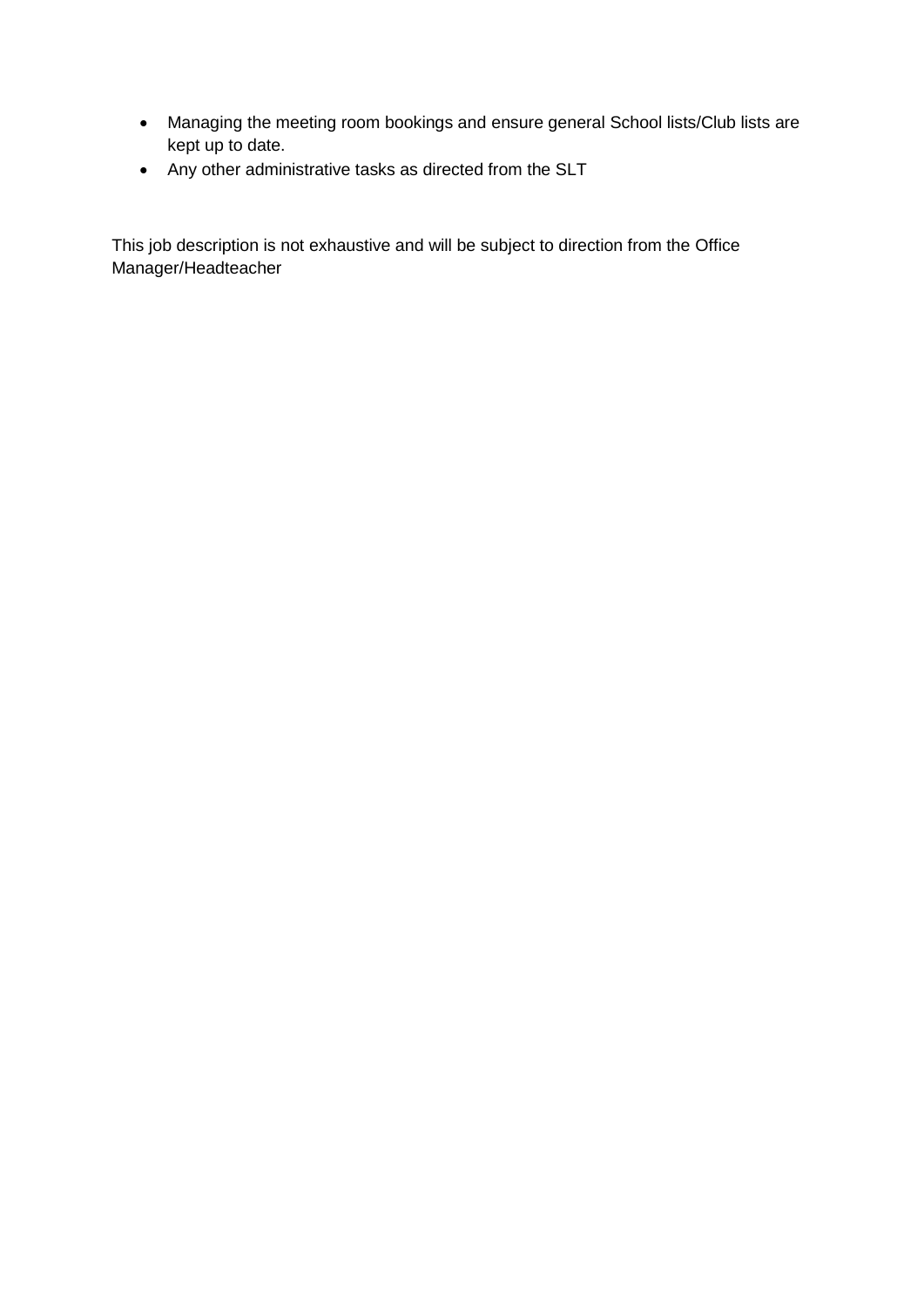- Managing the meeting room bookings and ensure general School lists/Club lists are kept up to date.
- Any other administrative tasks as directed from the SLT

This job description is not exhaustive and will be subject to direction from the Office Manager/Headteacher